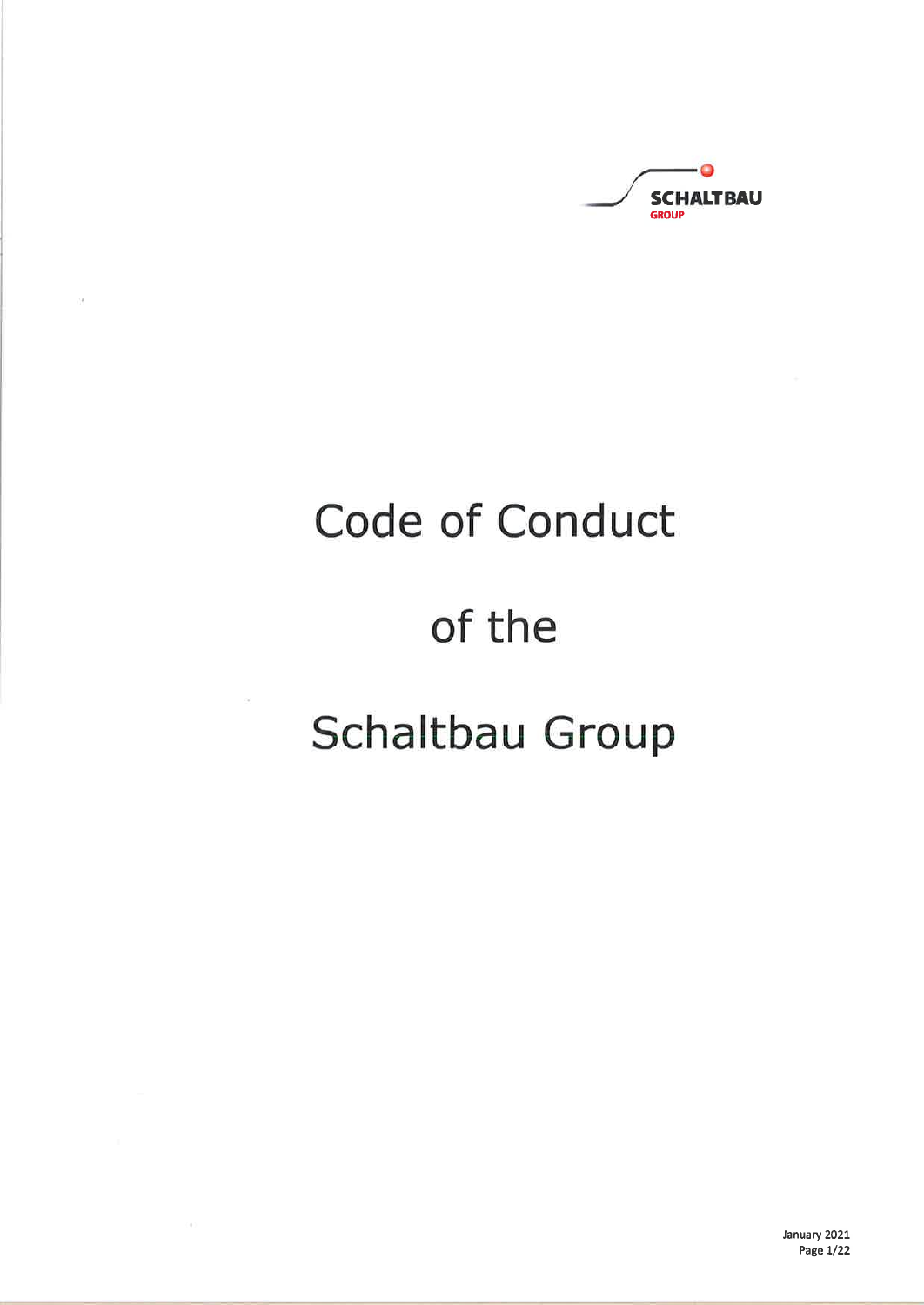SCHALTBAU GROUP

# Code of Conduct

# of the

# Schaltbau Group

January 2021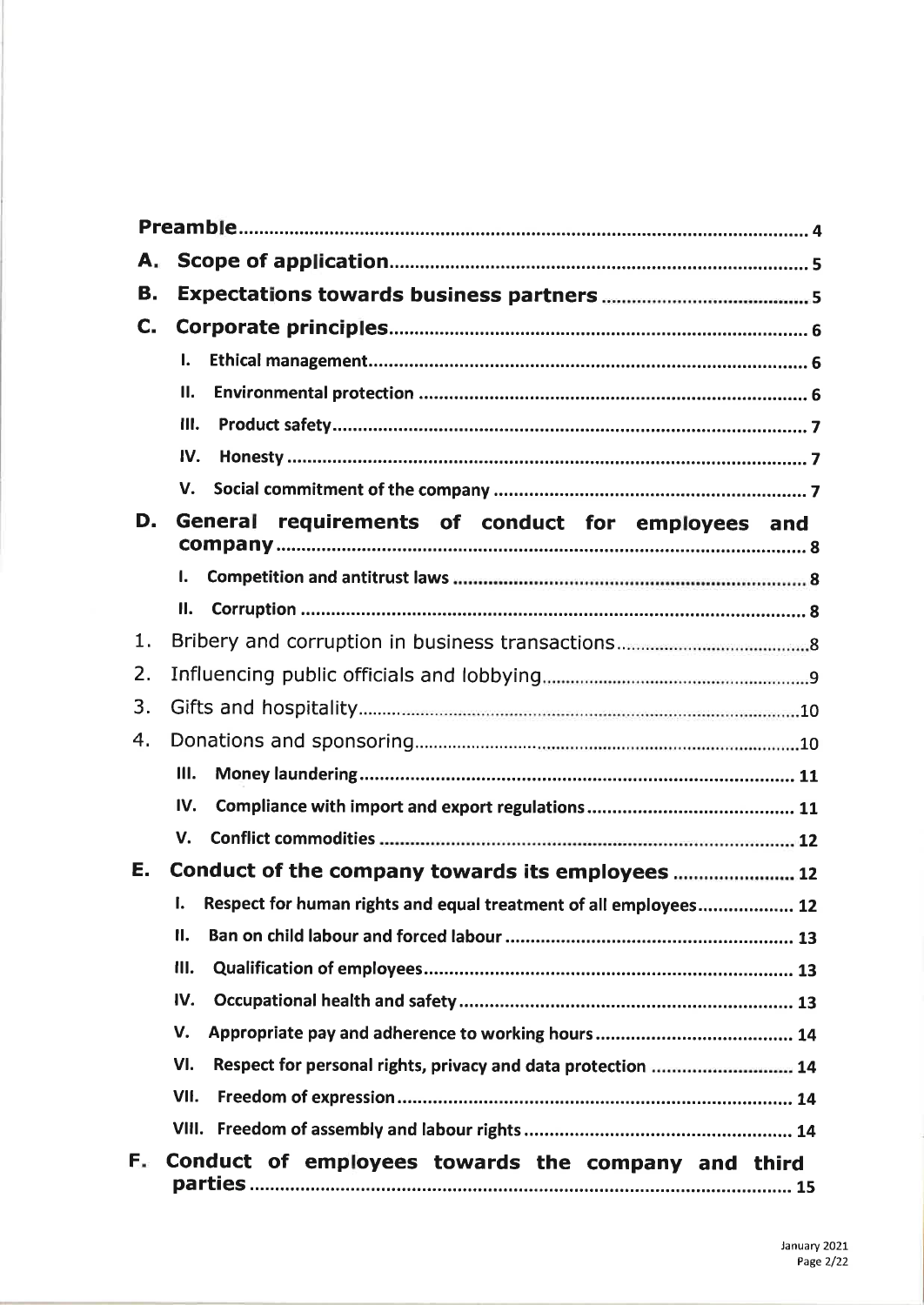| | |
|---|---|
| **Preamble** | **4** |
| **A. Scope of application** | **5** |
| **B. Expectations towards business partners** | **5** |
| **C. Corporate principles** | **6** |
| I. Ethical management | 6 |
| II. Environmental protection | 6 |
| III. Product safety | 7 |
| IV. Honesty | 7 |
| V. Social commitment of the company | 7 |
| **D. General requirements of conduct for employees and company** | **8** |
| I. Competition and antitrust laws | 8 |
| II. Corruption | 8 |
| 1. Bribery and corruption in business transactions | 8 |
| 2. Influencing public officials and lobbying | 9 |
| 3. Gifts and hospitality | 10 |
| 4. Donations and sponsoring | 10 |
| III. Money laundering | 11 |
| IV. Compliance with import and export regulations | 11 |
| V. Conflict commodities | 12 |
| **E. Conduct of the company towards its employees** | **12** |
| I. Respect for human rights and equal treatment of all employees | 12 |
| II. Ban on child labour and forced labour | 13 |
| III. Qualification of employees | 13 |
| IV. Occupational health and safety | 13 |
| V. Appropriate pay and adherence to working hours | 14 |
| VI. Respect for personal rights, privacy and data protection | 14 |
| VII. Freedom of expression | 14 |
| VIII. Freedom of assembly and labour rights | 14 |
| **F. Conduct of employees towards the company and third parties** | **15** |

January 2021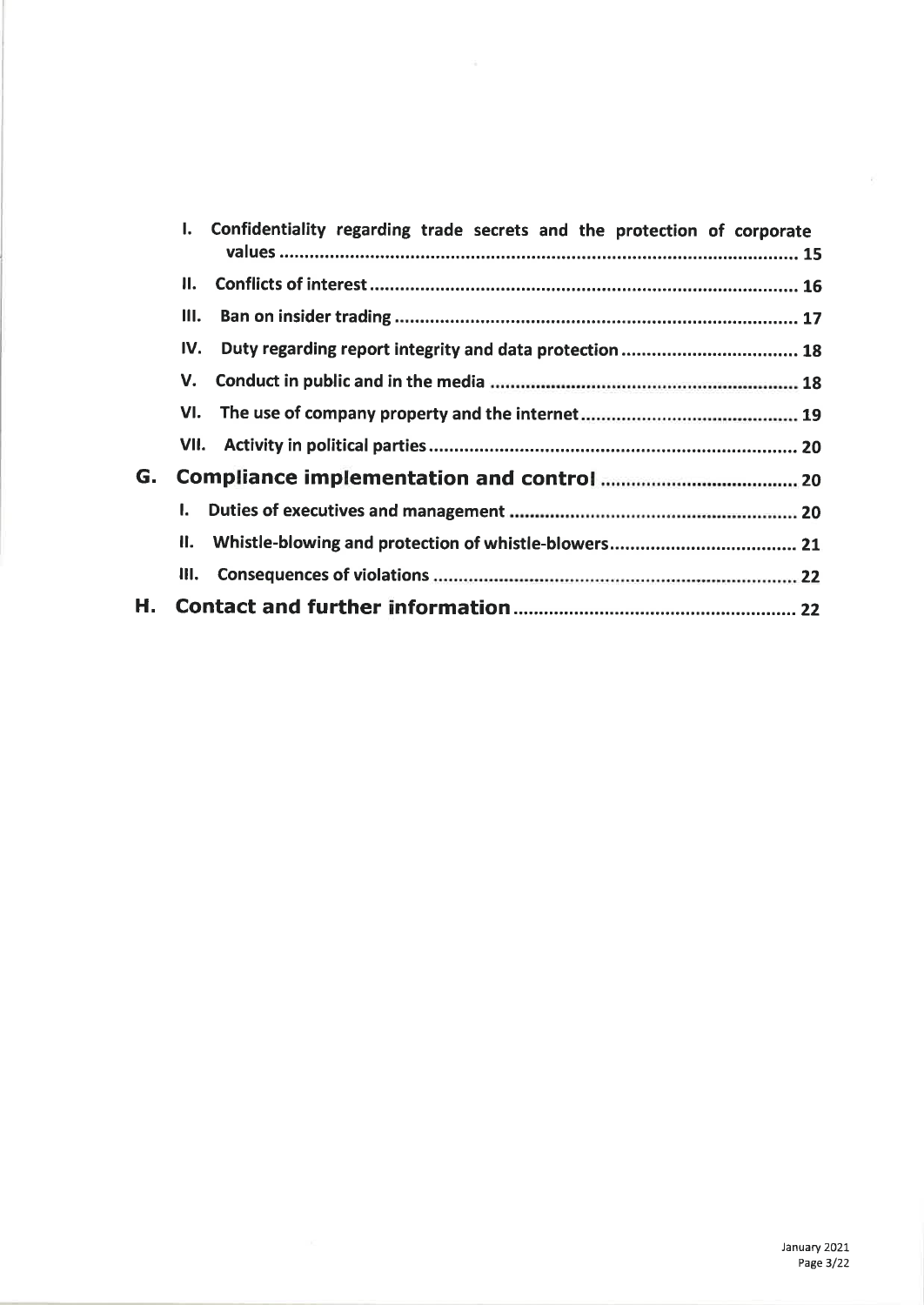- I. Confidentiality regarding trade secrets and the protection of corporate values ........ 15
- II. Conflicts of interest ........ 16
- III. Ban on insider trading ........ 17
- IV. Duty regarding report integrity and data protection ........ 18
- V. Conduct in public and in the media ........ 18
- VI. The use of company property and the internet ........ 19
- VII. Activity in political parties ........ 20

**G. Compliance implementation and control ........ 20**

- I. Duties of executives and management ........ 20
- II. Whistle-blowing and protection of whistle-blowers ........ 21
- III. Consequences of violations ........ 22

**H. Contact and further information ........ 22**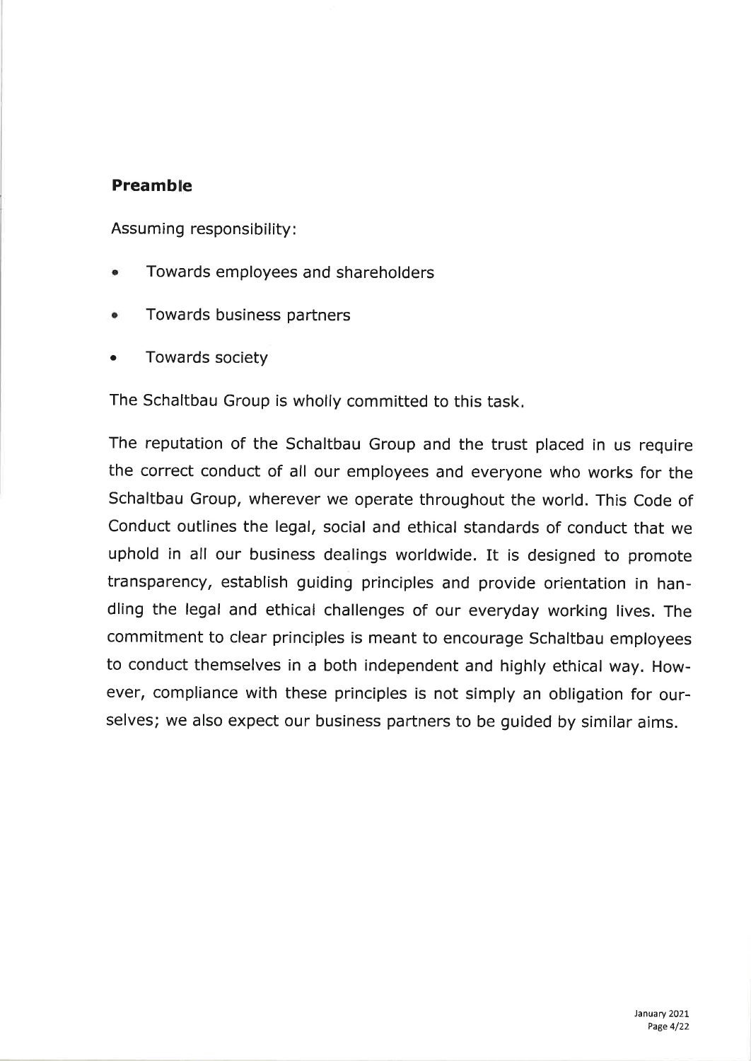## Preamble

Assuming responsibility:

- Towards employees and shareholders
- Towards business partners
- Towards society

The Schaltbau Group is wholly committed to this task.

The reputation of the Schaltbau Group and the trust placed in us require the correct conduct of all our employees and everyone who works for the Schaltbau Group, wherever we operate throughout the world. This Code of Conduct outlines the legal, social and ethical standards of conduct that we uphold in all our business dealings worldwide. It is designed to promote transparency, establish guiding principles and provide orientation in handling the legal and ethical challenges of our everyday working lives. The commitment to clear principles is meant to encourage Schaltbau employees to conduct themselves in a both independent and highly ethical way. However, compliance with these principles is not simply an obligation for ourselves; we also expect our business partners to be guided by similar aims.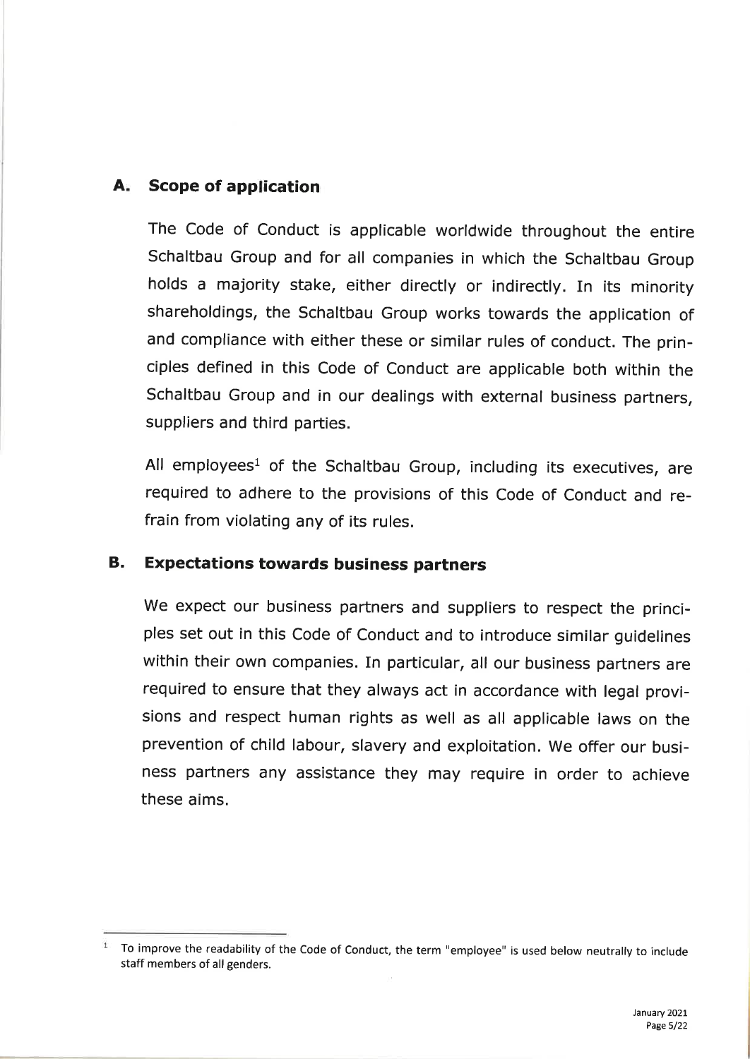## A. Scope of application

The Code of Conduct is applicable worldwide throughout the entire Schaltbau Group and for all companies in which the Schaltbau Group holds a majority stake, either directly or indirectly. In its minority shareholdings, the Schaltbau Group works towards the application of and compliance with either these or similar rules of conduct. The principles defined in this Code of Conduct are applicable both within the Schaltbau Group and in our dealings with external business partners, suppliers and third parties.

All employees[1] of the Schaltbau Group, including its executives, are required to adhere to the provisions of this Code of Conduct and refrain from violating any of its rules.

## B. Expectations towards business partners

We expect our business partners and suppliers to respect the principles set out in this Code of Conduct and to introduce similar guidelines within their own companies. In particular, all our business partners are required to ensure that they always act in accordance with legal provisions and respect human rights as well as all applicable laws on the prevention of child labour, slavery and exploitation. We offer our business partners any assistance they may require in order to achieve these aims.

---

[1] To improve the readability of the Code of Conduct, the term "employee" is used below neutrally to include staff members of all genders.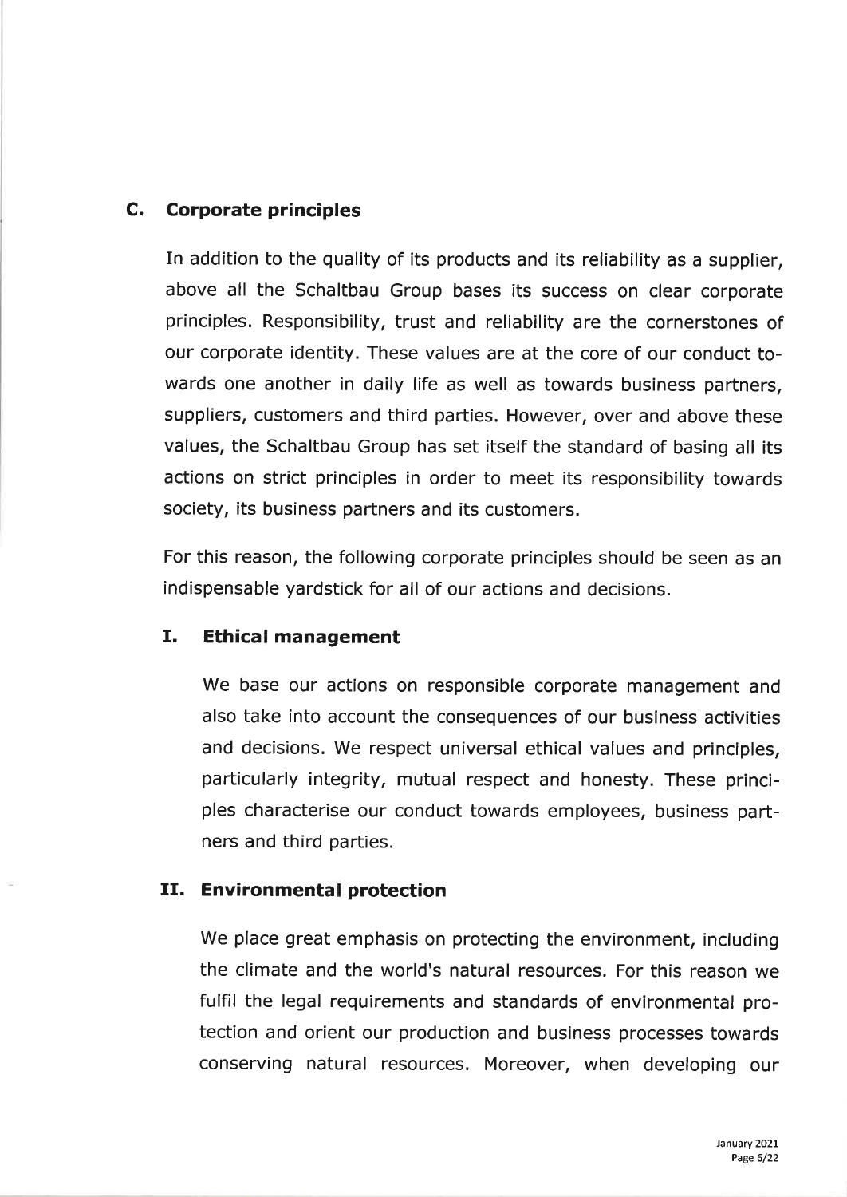## C. Corporate principles

In addition to the quality of its products and its reliability as a supplier, above all the Schaltbau Group bases its success on clear corporate principles. Responsibility, trust and reliability are the cornerstones of our corporate identity. These values are at the core of our conduct towards one another in daily life as well as towards business partners, suppliers, customers and third parties. However, over and above these values, the Schaltbau Group has set itself the standard of basing all its actions on strict principles in order to meet its responsibility towards society, its business partners and its customers.

For this reason, the following corporate principles should be seen as an indispensable yardstick for all of our actions and decisions.

### I. Ethical management

We base our actions on responsible corporate management and also take into account the consequences of our business activities and decisions. We respect universal ethical values and principles, particularly integrity, mutual respect and honesty. These principles characterise our conduct towards employees, business partners and third parties.

### II. Environmental protection

We place great emphasis on protecting the environment, including the climate and the world's natural resources. For this reason we fulfil the legal requirements and standards of environmental protection and orient our production and business processes towards conserving natural resources. Moreover, when developing our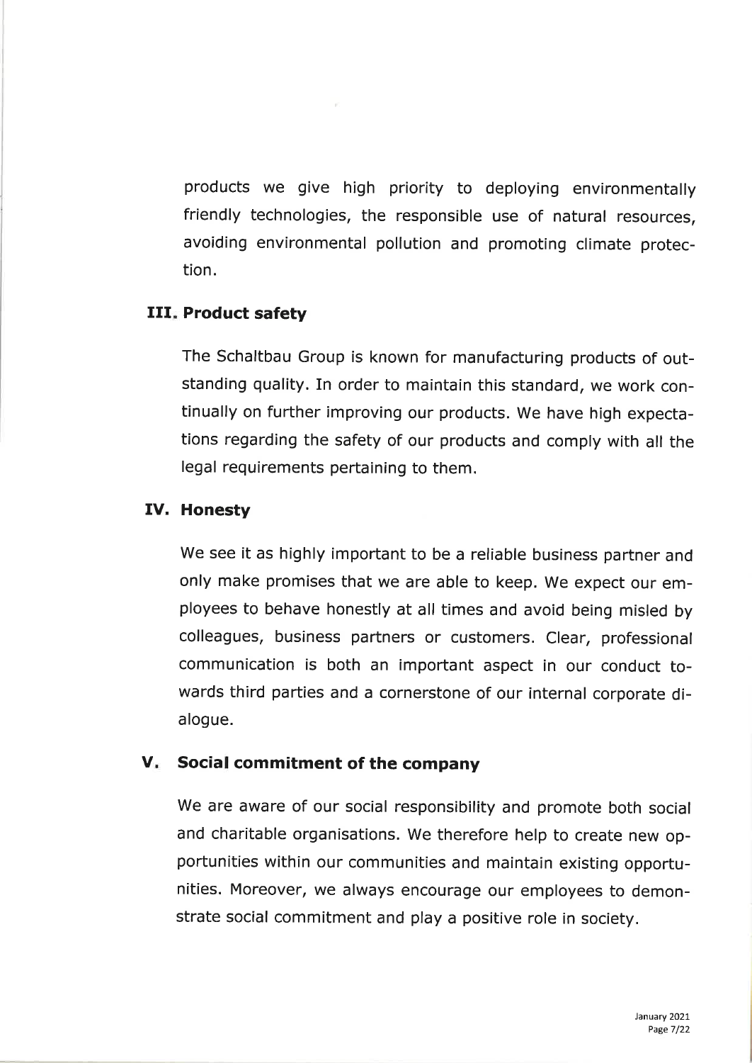products we give high priority to deploying environmentally friendly technologies, the responsible use of natural resources, avoiding environmental pollution and promoting climate protection.

## III. Product safety

The Schaltbau Group is known for manufacturing products of outstanding quality. In order to maintain this standard, we work continually on further improving our products. We have high expectations regarding the safety of our products and comply with all the legal requirements pertaining to them.

## IV. Honesty

We see it as highly important to be a reliable business partner and only make promises that we are able to keep. We expect our employees to behave honestly at all times and avoid being misled by colleagues, business partners or customers. Clear, professional communication is both an important aspect in our conduct towards third parties and a cornerstone of our internal corporate dialogue.

## V. Social commitment of the company

We are aware of our social responsibility and promote both social and charitable organisations. We therefore help to create new opportunities within our communities and maintain existing opportunities. Moreover, we always encourage our employees to demonstrate social commitment and play a positive role in society.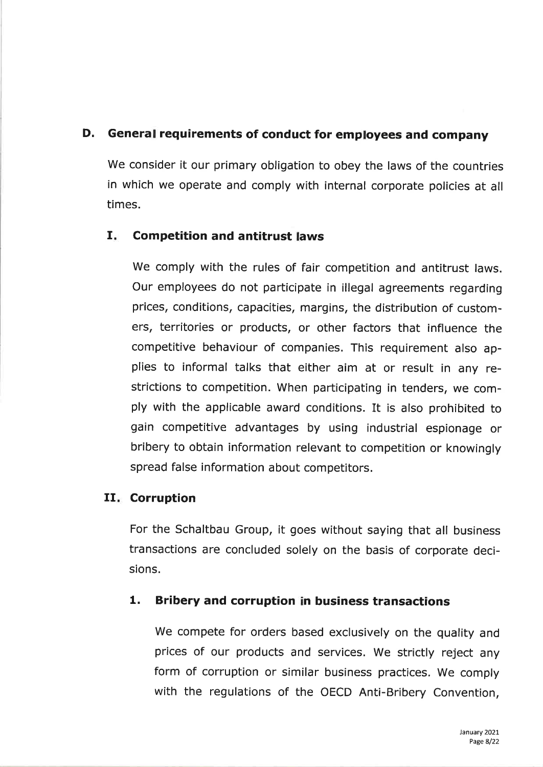## D. General requirements of conduct for employees and company

We consider it our primary obligation to obey the laws of the countries in which we operate and comply with internal corporate policies at all times.

### I. Competition and antitrust laws

We comply with the rules of fair competition and antitrust laws. Our employees do not participate in illegal agreements regarding prices, conditions, capacities, margins, the distribution of customers, territories or products, or other factors that influence the competitive behaviour of companies. This requirement also applies to informal talks that either aim at or result in any restrictions to competition. When participating in tenders, we comply with the applicable award conditions. It is also prohibited to gain competitive advantages by using industrial espionage or bribery to obtain information relevant to competition or knowingly spread false information about competitors.

### II. Corruption

For the Schaltbau Group, it goes without saying that all business transactions are concluded solely on the basis of corporate decisions.

#### 1. Bribery and corruption in business transactions

We compete for orders based exclusively on the quality and prices of our products and services. We strictly reject any form of corruption or similar business practices. We comply with the regulations of the OECD Anti-Bribery Convention,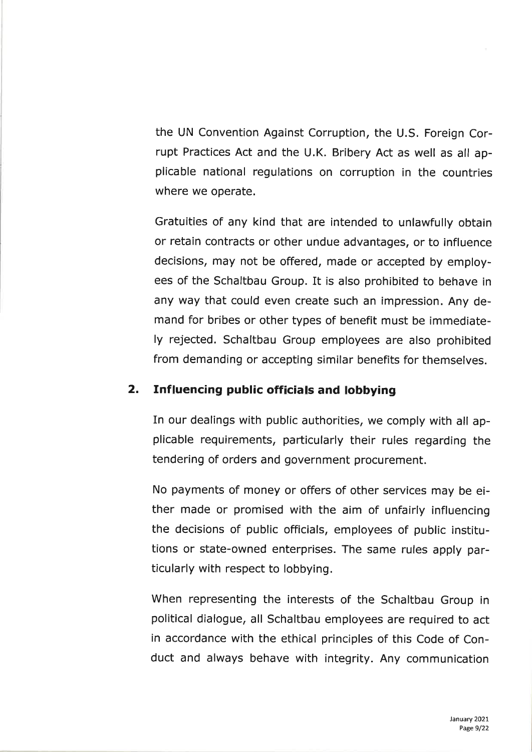the UN Convention Against Corruption, the U.S. Foreign Corrupt Practices Act and the U.K. Bribery Act as well as all applicable national regulations on corruption in the countries where we operate.

Gratuities of any kind that are intended to unlawfully obtain or retain contracts or other undue advantages, or to influence decisions, may not be offered, made or accepted by employees of the Schaltbau Group. It is also prohibited to behave in any way that could even create such an impression. Any demand for bribes or other types of benefit must be immediately rejected. Schaltbau Group employees are also prohibited from demanding or accepting similar benefits for themselves.

## 2. Influencing public officials and lobbying

In our dealings with public authorities, we comply with all applicable requirements, particularly their rules regarding the tendering of orders and government procurement.

No payments of money or offers of other services may be either made or promised with the aim of unfairly influencing the decisions of public officials, employees of public institutions or state-owned enterprises. The same rules apply particularly with respect to lobbying.

When representing the interests of the Schaltbau Group in political dialogue, all Schaltbau employees are required to act in accordance with the ethical principles of this Code of Conduct and always behave with integrity. Any communication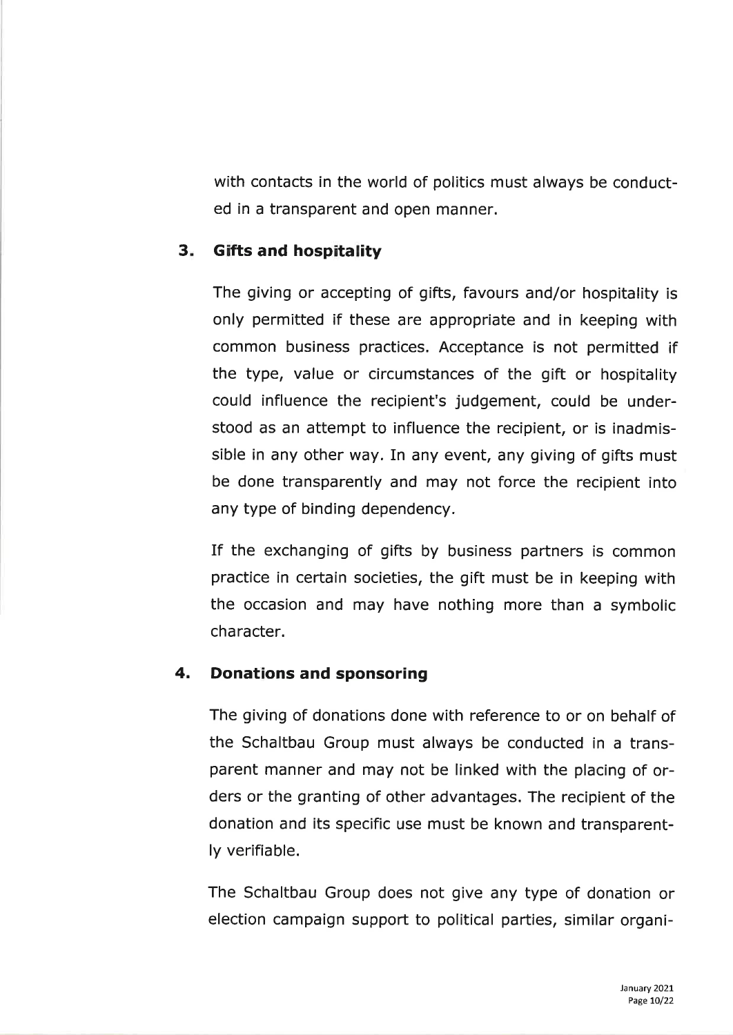with contacts in the world of politics must always be conducted in a transparent and open manner.

## 3. Gifts and hospitality

The giving or accepting of gifts, favours and/or hospitality is only permitted if these are appropriate and in keeping with common business practices. Acceptance is not permitted if the type, value or circumstances of the gift or hospitality could influence the recipient's judgement, could be understood as an attempt to influence the recipient, or is inadmissible in any other way. In any event, any giving of gifts must be done transparently and may not force the recipient into any type of binding dependency.

If the exchanging of gifts by business partners is common practice in certain societies, the gift must be in keeping with the occasion and may have nothing more than a symbolic character.

## 4. Donations and sponsoring

The giving of donations done with reference to or on behalf of the Schaltbau Group must always be conducted in a transparent manner and may not be linked with the placing of orders or the granting of other advantages. The recipient of the donation and its specific use must be known and transparently verifiable.

The Schaltbau Group does not give any type of donation or election campaign support to political parties, similar organi-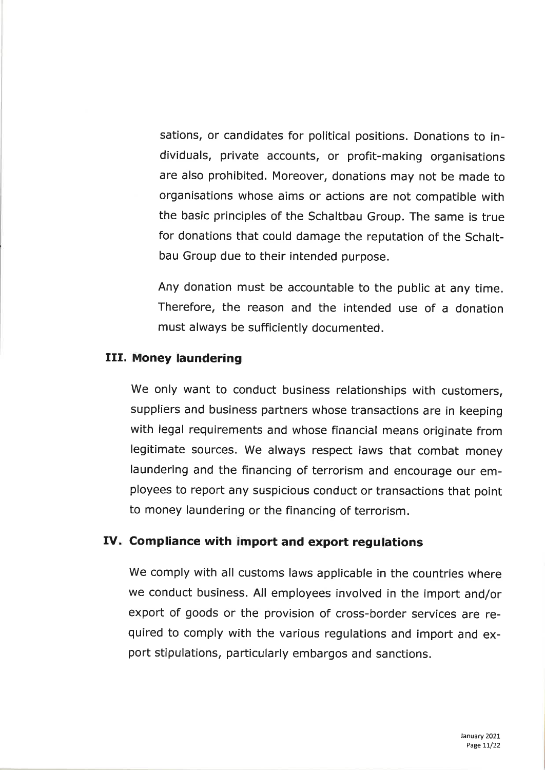sations, or candidates for political positions. Donations to individuals, private accounts, or profit-making organisations are also prohibited. Moreover, donations may not be made to organisations whose aims or actions are not compatible with the basic principles of the Schaltbau Group. The same is true for donations that could damage the reputation of the Schaltbau Group due to their intended purpose.

Any donation must be accountable to the public at any time. Therefore, the reason and the intended use of a donation must always be sufficiently documented.

## III. Money laundering

We only want to conduct business relationships with customers, suppliers and business partners whose transactions are in keeping with legal requirements and whose financial means originate from legitimate sources. We always respect laws that combat money laundering and the financing of terrorism and encourage our employees to report any suspicious conduct or transactions that point to money laundering or the financing of terrorism.

## IV. Compliance with import and export regulations

We comply with all customs laws applicable in the countries where we conduct business. All employees involved in the import and/or export of goods or the provision of cross-border services are required to comply with the various regulations and import and export stipulations, particularly embargos and sanctions.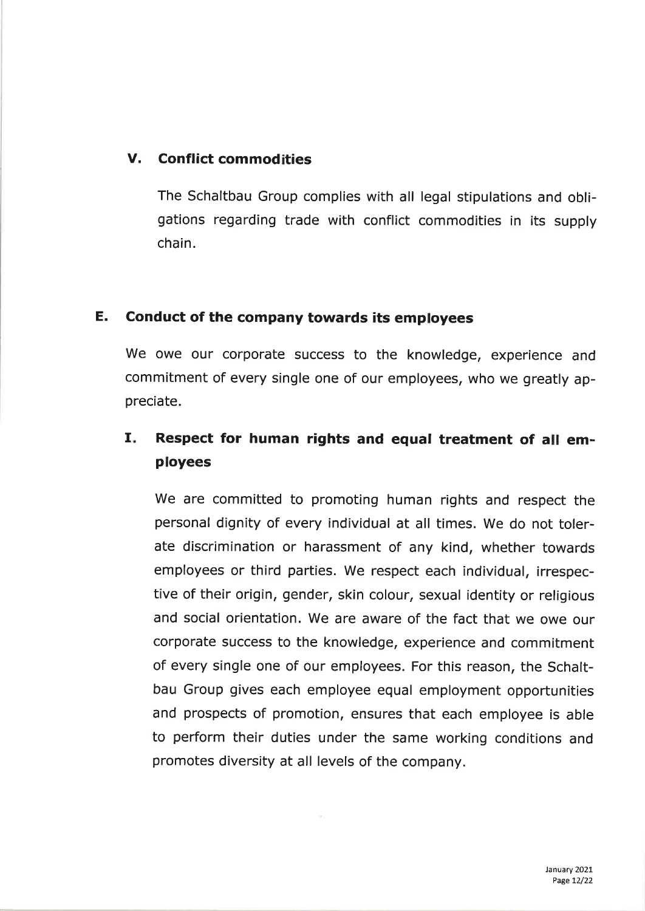### V. Conflict commodities

The Schaltbau Group complies with all legal stipulations and obligations regarding trade with conflict commodities in its supply chain.

## E. Conduct of the company towards its employees

We owe our corporate success to the knowledge, experience and commitment of every single one of our employees, who we greatly appreciate.

### I. Respect for human rights and equal treatment of all employees

We are committed to promoting human rights and respect the personal dignity of every individual at all times. We do not tolerate discrimination or harassment of any kind, whether towards employees or third parties. We respect each individual, irrespective of their origin, gender, skin colour, sexual identity or religious and social orientation. We are aware of the fact that we owe our corporate success to the knowledge, experience and commitment of every single one of our employees. For this reason, the Schaltbau Group gives each employee equal employment opportunities and prospects of promotion, ensures that each employee is able to perform their duties under the same working conditions and promotes diversity at all levels of the company.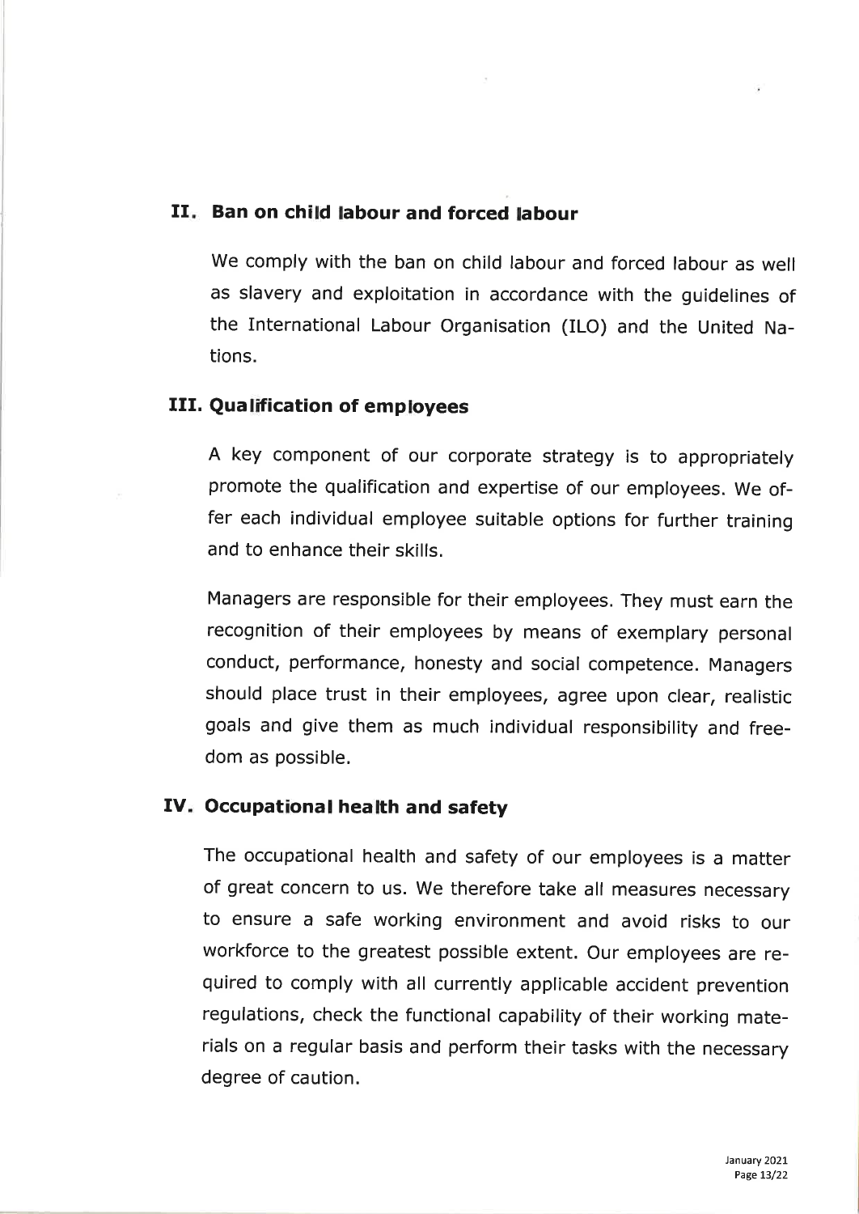## II. Ban on child labour and forced labour

We comply with the ban on child labour and forced labour as well as slavery and exploitation in accordance with the guidelines of the International Labour Organisation (ILO) and the United Nations.

## III. Qualification of employees

A key component of our corporate strategy is to appropriately promote the qualification and expertise of our employees. We offer each individual employee suitable options for further training and to enhance their skills.

Managers are responsible for their employees. They must earn the recognition of their employees by means of exemplary personal conduct, performance, honesty and social competence. Managers should place trust in their employees, agree upon clear, realistic goals and give them as much individual responsibility and freedom as possible.

## IV. Occupational health and safety

The occupational health and safety of our employees is a matter of great concern to us. We therefore take all measures necessary to ensure a safe working environment and avoid risks to our workforce to the greatest possible extent. Our employees are required to comply with all currently applicable accident prevention regulations, check the functional capability of their working materials on a regular basis and perform their tasks with the necessary degree of caution.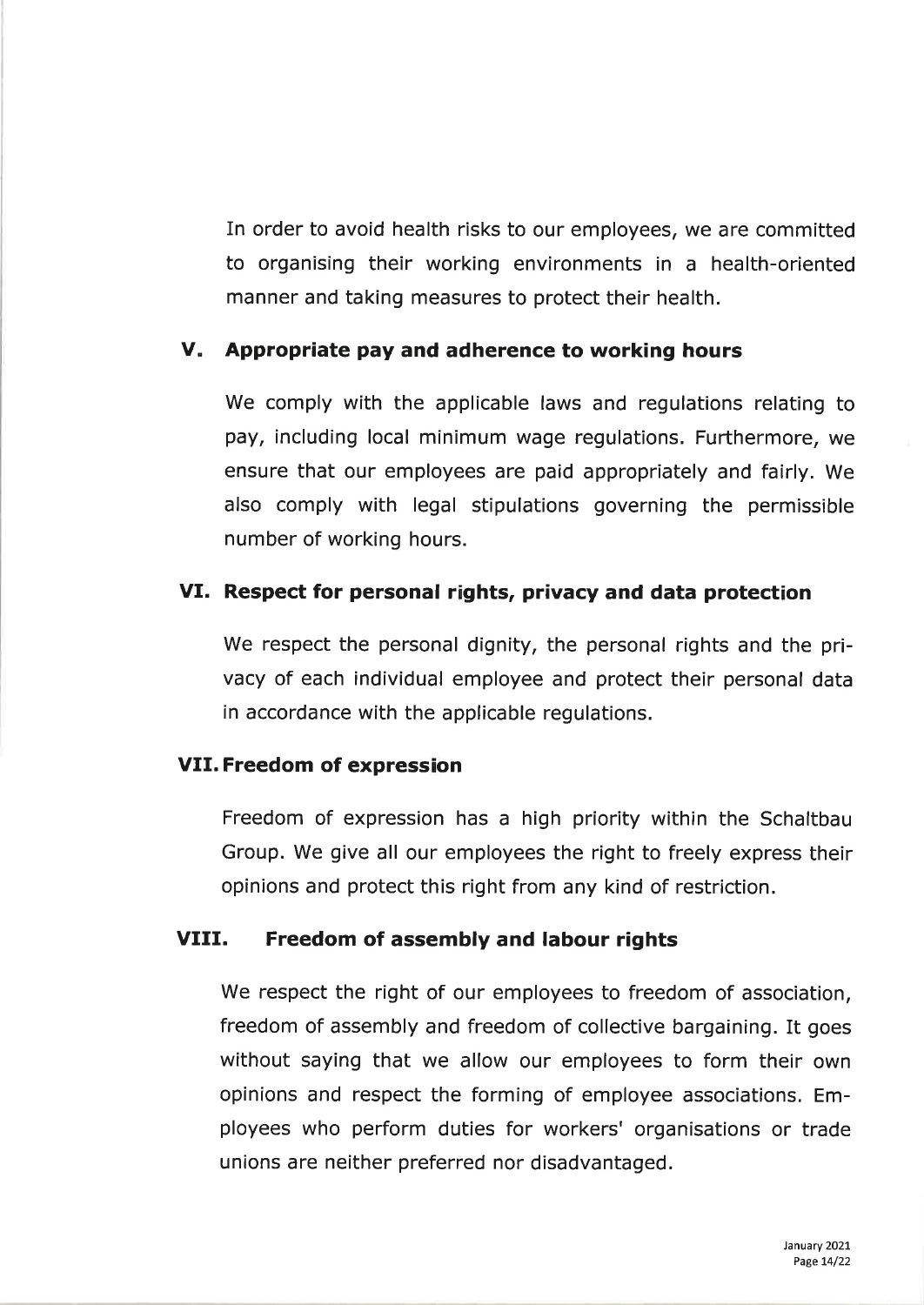In order to avoid health risks to our employees, we are committed to organising their working environments in a health-oriented manner and taking measures to protect their health.

## V. Appropriate pay and adherence to working hours

We comply with the applicable laws and regulations relating to pay, including local minimum wage regulations. Furthermore, we ensure that our employees are paid appropriately and fairly. We also comply with legal stipulations governing the permissible number of working hours.

## VI. Respect for personal rights, privacy and data protection

We respect the personal dignity, the personal rights and the privacy of each individual employee and protect their personal data in accordance with the applicable regulations.

## VII. Freedom of expression

Freedom of expression has a high priority within the Schaltbau Group. We give all our employees the right to freely express their opinions and protect this right from any kind of restriction.

## VIII. Freedom of assembly and labour rights

We respect the right of our employees to freedom of association, freedom of assembly and freedom of collective bargaining. It goes without saying that we allow our employees to form their own opinions and respect the forming of employee associations. Employees who perform duties for workers' organisations or trade unions are neither preferred nor disadvantaged.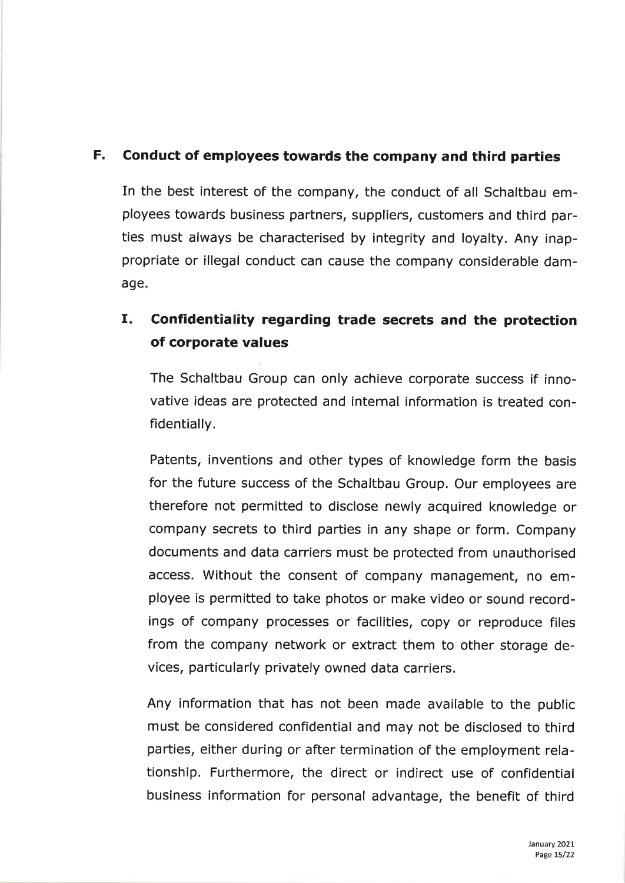## F. Conduct of employees towards the company and third parties

In the best interest of the company, the conduct of all Schaltbau employees towards business partners, suppliers, customers and third parties must always be characterised by integrity and loyalty. Any inappropriate or illegal conduct can cause the company considerable damage.

### I. Confidentiality regarding trade secrets and the protection of corporate values

The Schaltbau Group can only achieve corporate success if innovative ideas are protected and internal information is treated confidentially.

Patents, inventions and other types of knowledge form the basis for the future success of the Schaltbau Group. Our employees are therefore not permitted to disclose newly acquired knowledge or company secrets to third parties in any shape or form. Company documents and data carriers must be protected from unauthorised access. Without the consent of company management, no employee is permitted to take photos or make video or sound recordings of company processes or facilities, copy or reproduce files from the company network or extract them to other storage devices, particularly privately owned data carriers.

Any information that has not been made available to the public must be considered confidential and may not be disclosed to third parties, either during or after termination of the employment relationship. Furthermore, the direct or indirect use of confidential business information for personal advantage, the benefit of third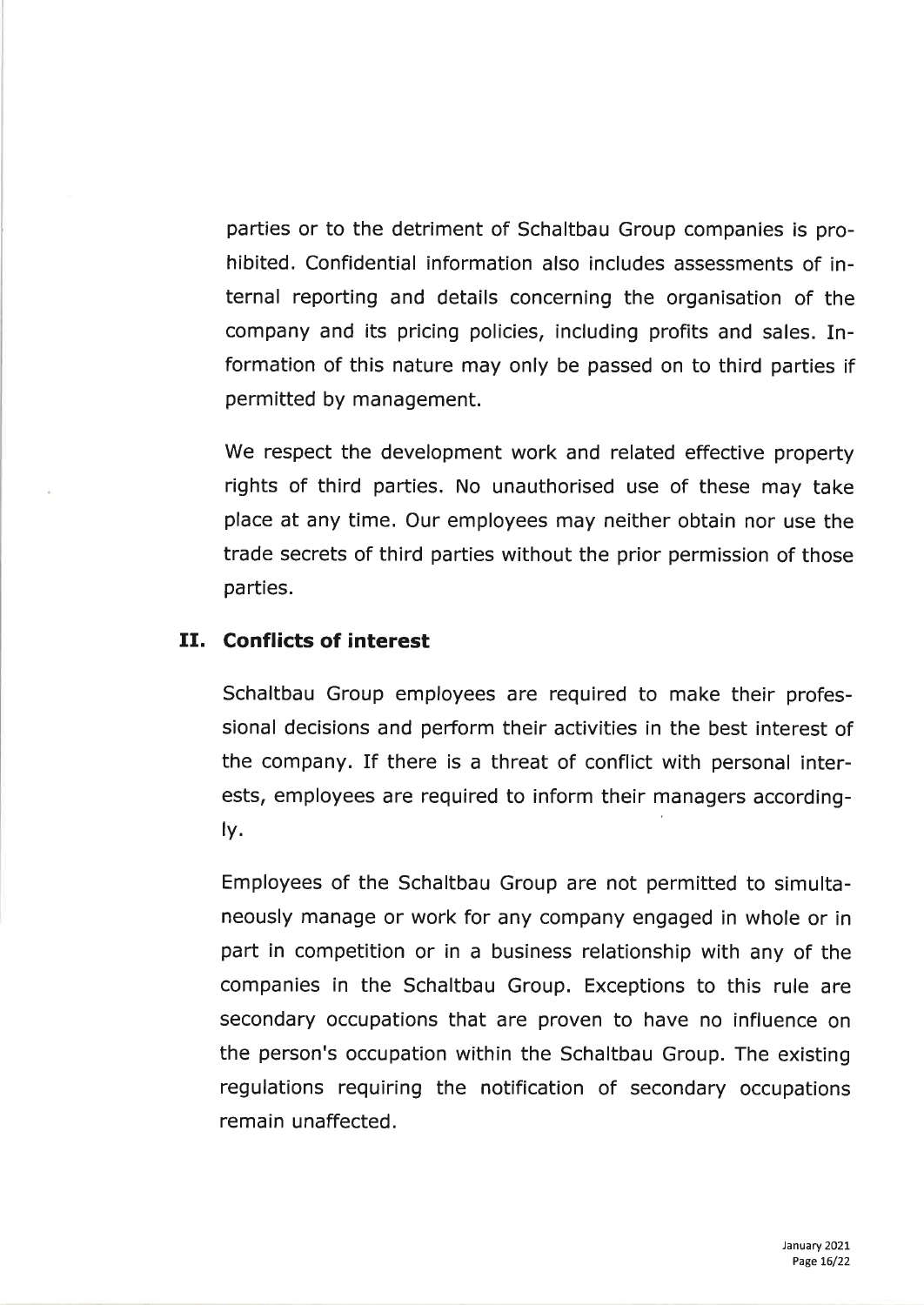parties or to the detriment of Schaltbau Group companies is prohibited. Confidential information also includes assessments of internal reporting and details concerning the organisation of the company and its pricing policies, including profits and sales. Information of this nature may only be passed on to third parties if permitted by management.

We respect the development work and related effective property rights of third parties. No unauthorised use of these may take place at any time. Our employees may neither obtain nor use the trade secrets of third parties without the prior permission of those parties.

## II. Conflicts of interest

Schaltbau Group employees are required to make their professional decisions and perform their activities in the best interest of the company. If there is a threat of conflict with personal interests, employees are required to inform their managers accordingly.

Employees of the Schaltbau Group are not permitted to simultaneously manage or work for any company engaged in whole or in part in competition or in a business relationship with any of the companies in the Schaltbau Group. Exceptions to this rule are secondary occupations that are proven to have no influence on the person's occupation within the Schaltbau Group. The existing regulations requiring the notification of secondary occupations remain unaffected.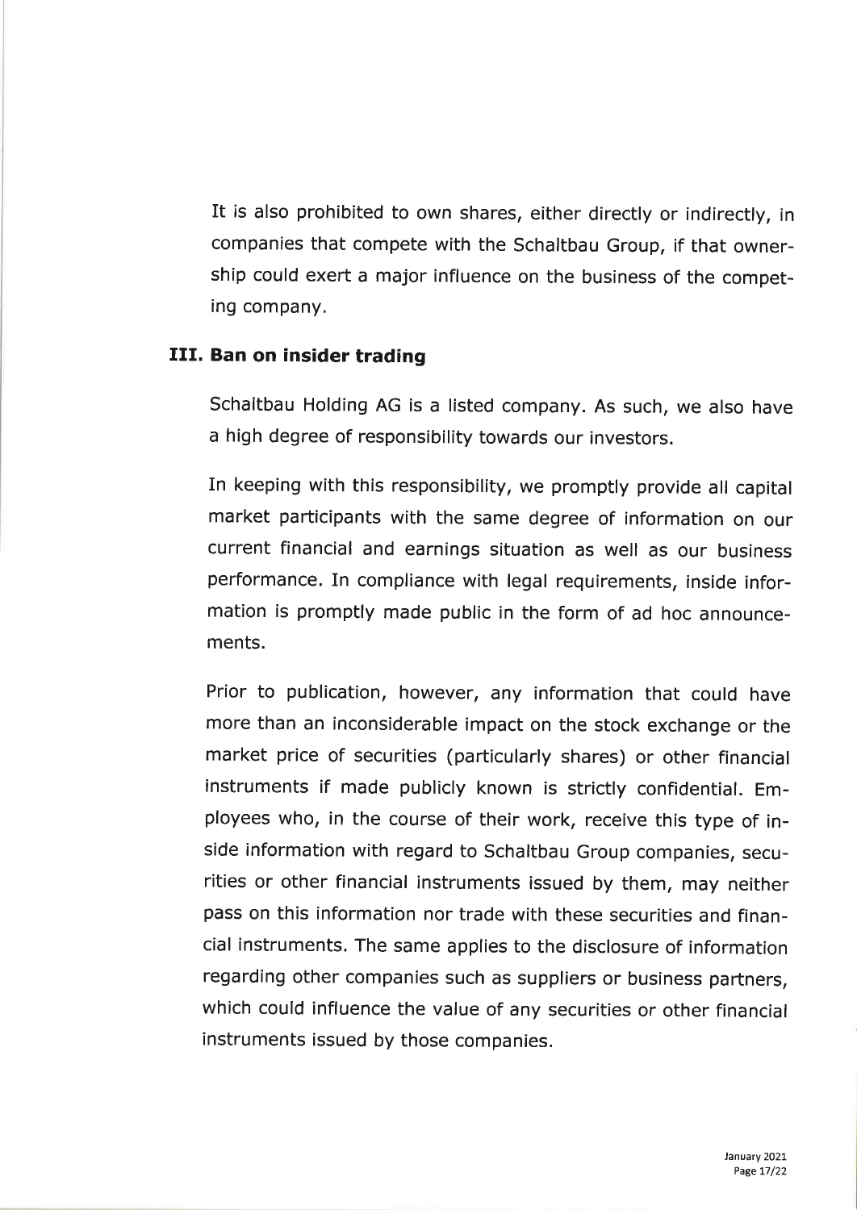It is also prohibited to own shares, either directly or indirectly, in companies that compete with the Schaltbau Group, if that ownership could exert a major influence on the business of the competing company.

## III. Ban on insider trading

Schaltbau Holding AG is a listed company. As such, we also have a high degree of responsibility towards our investors.

In keeping with this responsibility, we promptly provide all capital market participants with the same degree of information on our current financial and earnings situation as well as our business performance. In compliance with legal requirements, inside information is promptly made public in the form of ad hoc announcements.

Prior to publication, however, any information that could have more than an inconsiderable impact on the stock exchange or the market price of securities (particularly shares) or other financial instruments if made publicly known is strictly confidential. Employees who, in the course of their work, receive this type of inside information with regard to Schaltbau Group companies, securities or other financial instruments issued by them, may neither pass on this information nor trade with these securities and financial instruments. The same applies to the disclosure of information regarding other companies such as suppliers or business partners, which could influence the value of any securities or other financial instruments issued by those companies.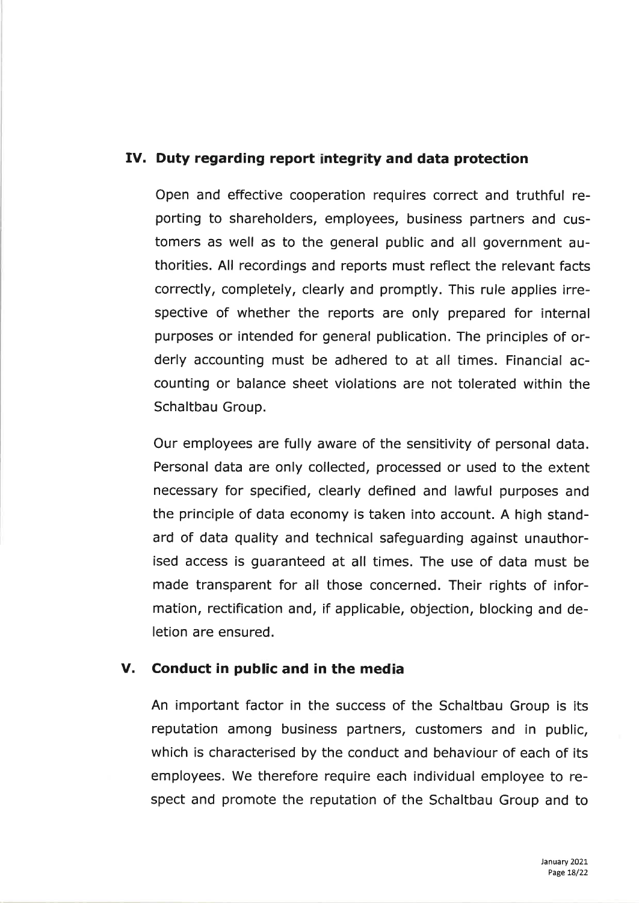## IV. Duty regarding report integrity and data protection

Open and effective cooperation requires correct and truthful reporting to shareholders, employees, business partners and customers as well as to the general public and all government authorities. All recordings and reports must reflect the relevant facts correctly, completely, clearly and promptly. This rule applies irrespective of whether the reports are only prepared for internal purposes or intended for general publication. The principles of orderly accounting must be adhered to at all times. Financial accounting or balance sheet violations are not tolerated within the Schaltbau Group.

Our employees are fully aware of the sensitivity of personal data. Personal data are only collected, processed or used to the extent necessary for specified, clearly defined and lawful purposes and the principle of data economy is taken into account. A high standard of data quality and technical safeguarding against unauthorised access is guaranteed at all times. The use of data must be made transparent for all those concerned. Their rights of information, rectification and, if applicable, objection, blocking and deletion are ensured.

## V. Conduct in public and in the media

An important factor in the success of the Schaltbau Group is its reputation among business partners, customers and in public, which is characterised by the conduct and behaviour of each of its employees. We therefore require each individual employee to respect and promote the reputation of the Schaltbau Group and to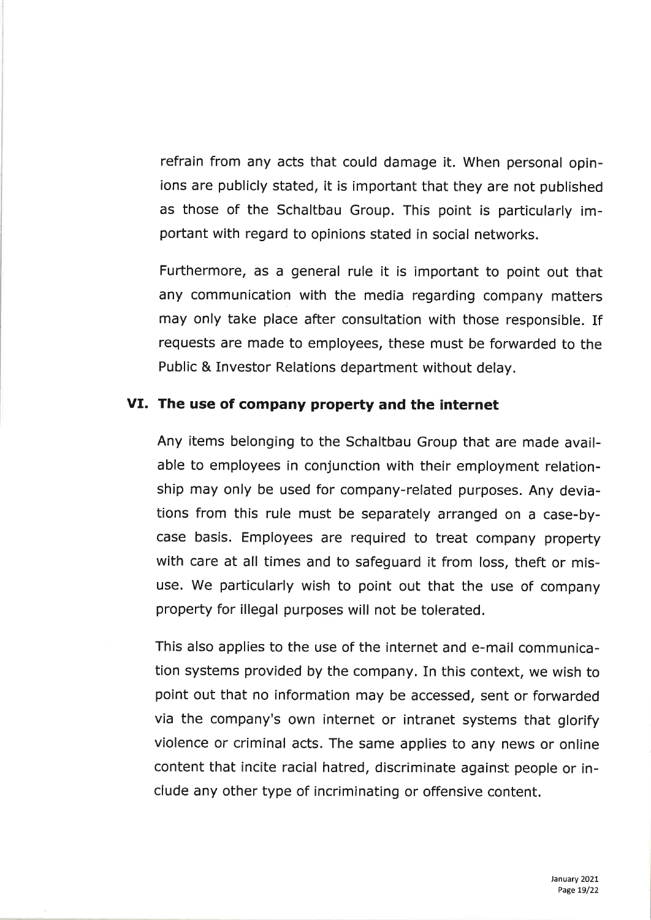refrain from any acts that could damage it. When personal opinions are publicly stated, it is important that they are not published as those of the Schaltbau Group. This point is particularly important with regard to opinions stated in social networks.

Furthermore, as a general rule it is important to point out that any communication with the media regarding company matters may only take place after consultation with those responsible. If requests are made to employees, these must be forwarded to the Public & Investor Relations department without delay.

## VI. The use of company property and the internet

Any items belonging to the Schaltbau Group that are made available to employees in conjunction with their employment relationship may only be used for company-related purposes. Any deviations from this rule must be separately arranged on a case-by-case basis. Employees are required to treat company property with care at all times and to safeguard it from loss, theft or misuse. We particularly wish to point out that the use of company property for illegal purposes will not be tolerated.

This also applies to the use of the internet and e-mail communication systems provided by the company. In this context, we wish to point out that no information may be accessed, sent or forwarded via the company's own internet or intranet systems that glorify violence or criminal acts. The same applies to any news or online content that incite racial hatred, discriminate against people or include any other type of incriminating or offensive content.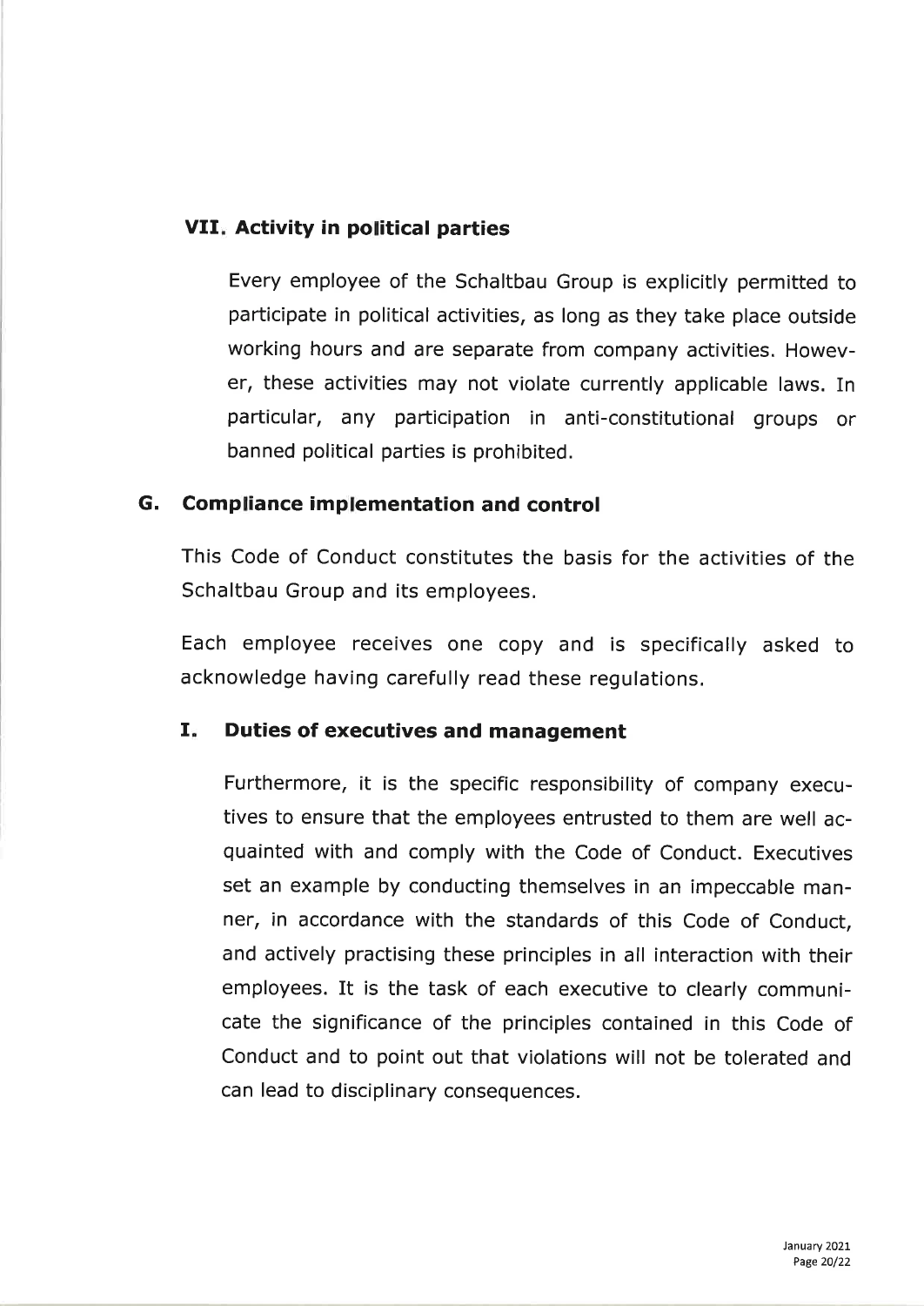### VII. Activity in political parties

Every employee of the Schaltbau Group is explicitly permitted to participate in political activities, as long as they take place outside working hours and are separate from company activities. However, these activities may not violate currently applicable laws. In particular, any participation in anti-constitutional groups or banned political parties is prohibited.

## G. Compliance implementation and control

This Code of Conduct constitutes the basis for the activities of the Schaltbau Group and its employees.

Each employee receives one copy and is specifically asked to acknowledge having carefully read these regulations.

### I. Duties of executives and management

Furthermore, it is the specific responsibility of company executives to ensure that the employees entrusted to them are well acquainted with and comply with the Code of Conduct. Executives set an example by conducting themselves in an impeccable manner, in accordance with the standards of this Code of Conduct, and actively practising these principles in all interaction with their employees. It is the task of each executive to clearly communicate the significance of the principles contained in this Code of Conduct and to point out that violations will not be tolerated and can lead to disciplinary consequences.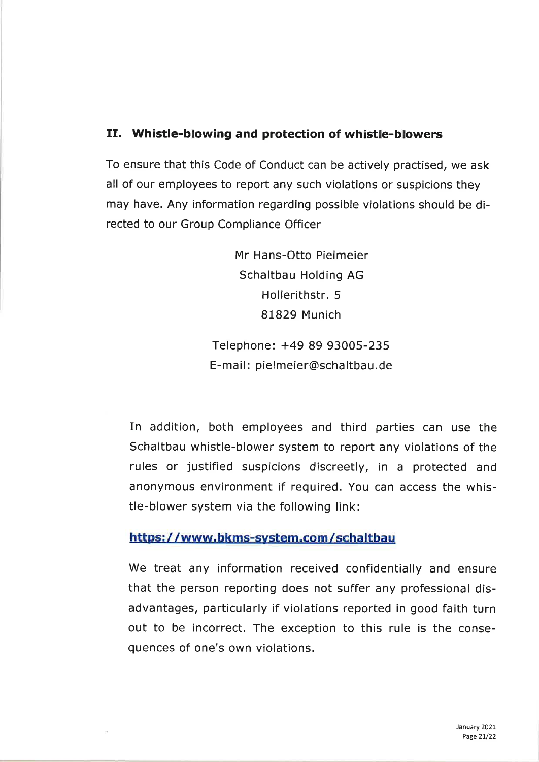## II. Whistle-blowing and protection of whistle-blowers

To ensure that this Code of Conduct can be actively practised, we ask all of our employees to report any such violations or suspicions they may have. Any information regarding possible violations should be directed to our Group Compliance Officer

Mr Hans-Otto Pielmeier
Schaltbau Holding AG
Hollerithstr. 5
81829 Munich

Telephone: +49 89 93005-235
E-mail: pielmeier@schaltbau.de

In addition, both employees and third parties can use the Schaltbau whistle-blower system to report any violations of the rules or justified suspicions discreetly, in a protected and anonymous environment if required. You can access the whistle-blower system via the following link:

**https://www.bkms-system.com/schaltbau**

We treat any information received confidentially and ensure that the person reporting does not suffer any professional disadvantages, particularly if violations reported in good faith turn out to be incorrect. The exception to this rule is the consequences of one's own violations.

January 2021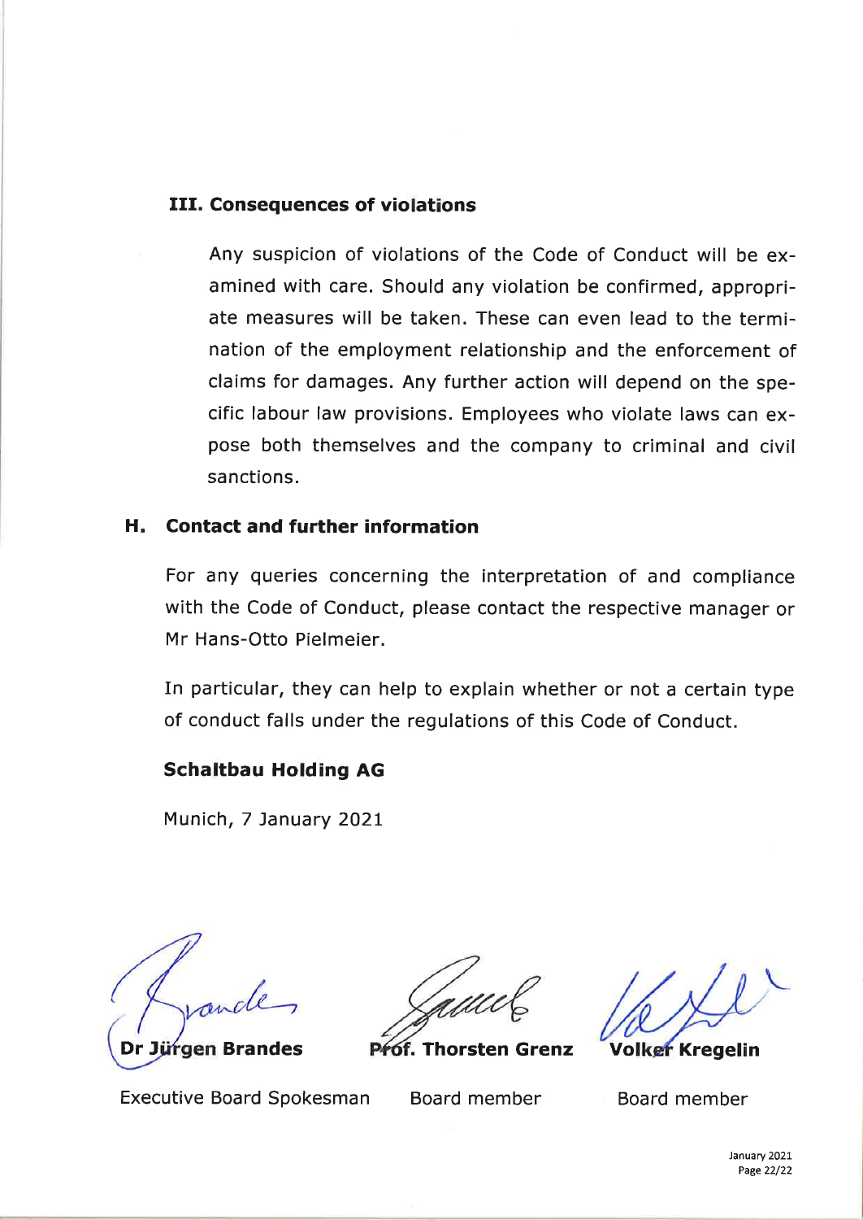### III. Consequences of violations

Any suspicion of violations of the Code of Conduct will be examined with care. Should any violation be confirmed, appropriate measures will be taken. These can even lead to the termination of the employment relationship and the enforcement of claims for damages. Any further action will depend on the specific labour law provisions. Employees who violate laws can expose both themselves and the company to criminal and civil sanctions.

## H. Contact and further information

For any queries concerning the interpretation of and compliance with the Code of Conduct, please contact the respective manager or Mr Hans-Otto Pielmeier.

In particular, they can help to explain whether or not a certain type of conduct falls under the regulations of this Code of Conduct.

**Schaltbau Holding AG**

Munich, 7 January 2021

| | | |
|---|---|---|
| **Dr Jürgen Brandes** | **Prof. Thorsten Grenz** | **Volker Kregelin** |
| Executive Board Spokesman | Board member | Board member |